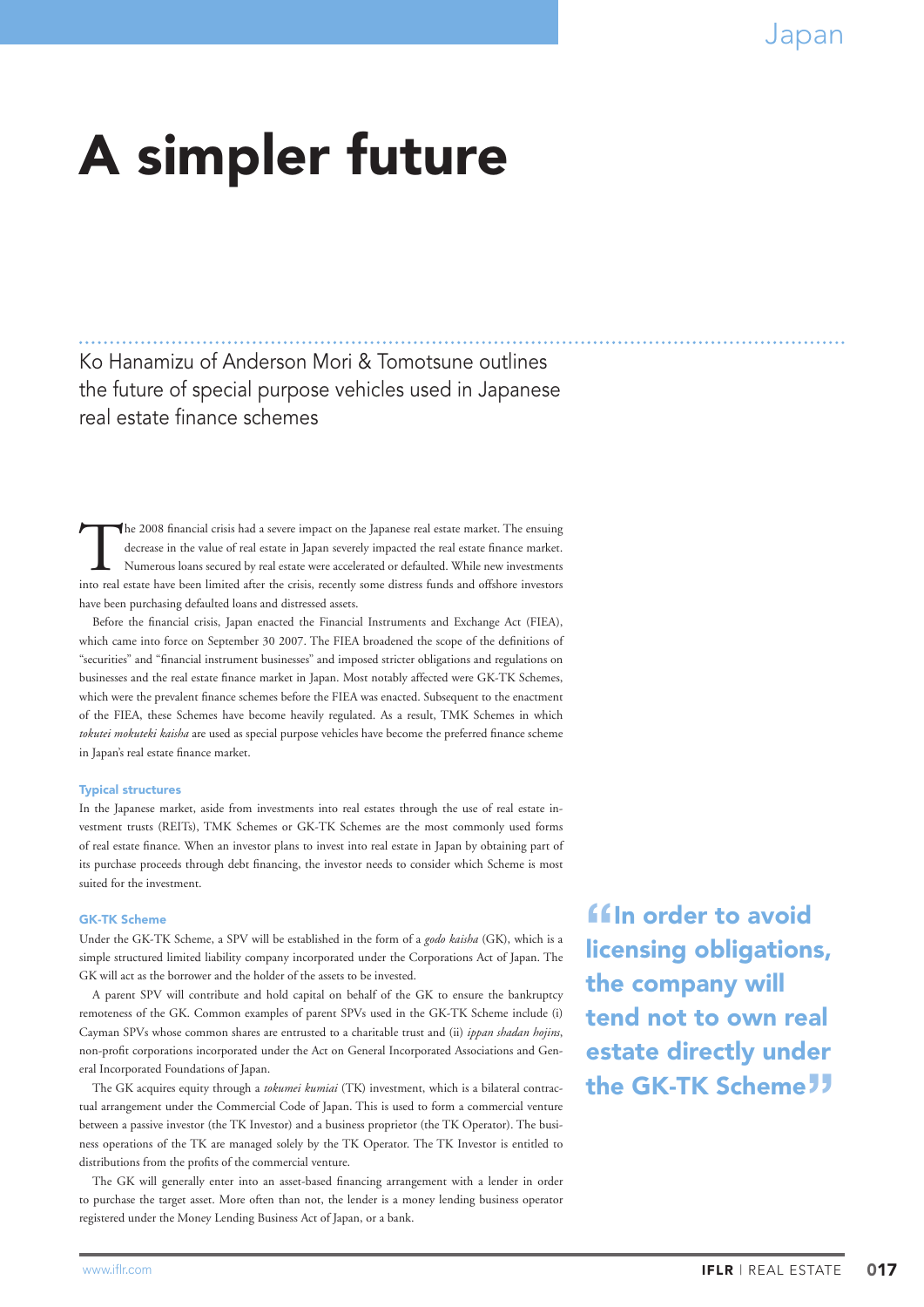# A simpler future

Ko Hanamizu of Anderson Mori & Tomotsune outlines the future of special purpose vehicles used in Japanese real estate finance schemes

The 2008 financial crisis had a severe impact on the Japanese real estate market. The ensuing decrease in the value of real estate in Japan severely impacted the real estate finance market. Numerous loans secured by real estate were accelerated or defaulted. While new investments into real estate have been limited after the crisis, recently some distress funds and offshore investors have been purchasing defaulted loans and distressed assets.

Before the financial crisis, Japan enacted the Financial Instruments and Exchange Act (FIEA), which came into force on September 30 2007. The FIEA broadened the scope of the definitions of "securities" and "financial instrument businesses" and imposed stricter obligations and regulations on businesses and the real estate finance market in Japan. Most notably affected were GK-TK Schemes, which were the prevalent finance schemes before the FIEA was enacted. Subsequent to the enactment of the FIEA, these Schemes have become heavily regulated. As a result, TMK Schemes in which *tokutei mokuteki kaisha* are used as special purpose vehicles have become the preferred finance scheme in Japan's real estate finance market.

### Typical structures

In the Japanese market, aside from investments into real estates through the use of real estate investment trusts (REITs), TMK Schemes or GK-TK Schemes are the most commonly used forms of real estate finance. When an investor plans to invest into real estate in Japan by obtaining part of its purchase proceeds through debt financing, the investor needs to consider which Scheme is most suited for the investment.

### GK-TK Scheme

Under the GK-TK Scheme, a SPV will be established in the form of a *godo kaisha* (GK), which is a simple structured limited liability company incorporated under the Corporations Act of Japan. The GK will act as the borrower and the holder of the assets to be invested.

A parent SPV will contribute and hold capital on behalf of the GK to ensure the bankruptcy remoteness of the GK. Common examples of parent SPVs used in the GK-TK Scheme include (i) Cayman SPVs whose common shares are entrusted to a charitable trust and (ii) *ippan shadan hojins*, non-profit corporations incorporated under the Act on General Incorporated Associations and General Incorporated Foundations of Japan.

The GK acquires equity through a *tokumei kumiai* (TK) investment, which is a bilateral contractual arrangement under the Commercial Code of Japan. This is used to form a commercial venture between a passive investor (the TK Investor) and a business proprietor (the TK Operator). The business operations of the TK are managed solely by the TK Operator. The TK Investor is entitled to distributions from the profits of the commercial venture.

The GK will generally enter into an asset-based financing arrangement with a lender in order to purchase the target asset. More often than not, the lender is a money lending business operator registered under the Money Lending Business Act of Japan, or a bank.

> "In order to avoid licensing obligations, the company will tend not to own real estate directly under the GK-TK Scheme"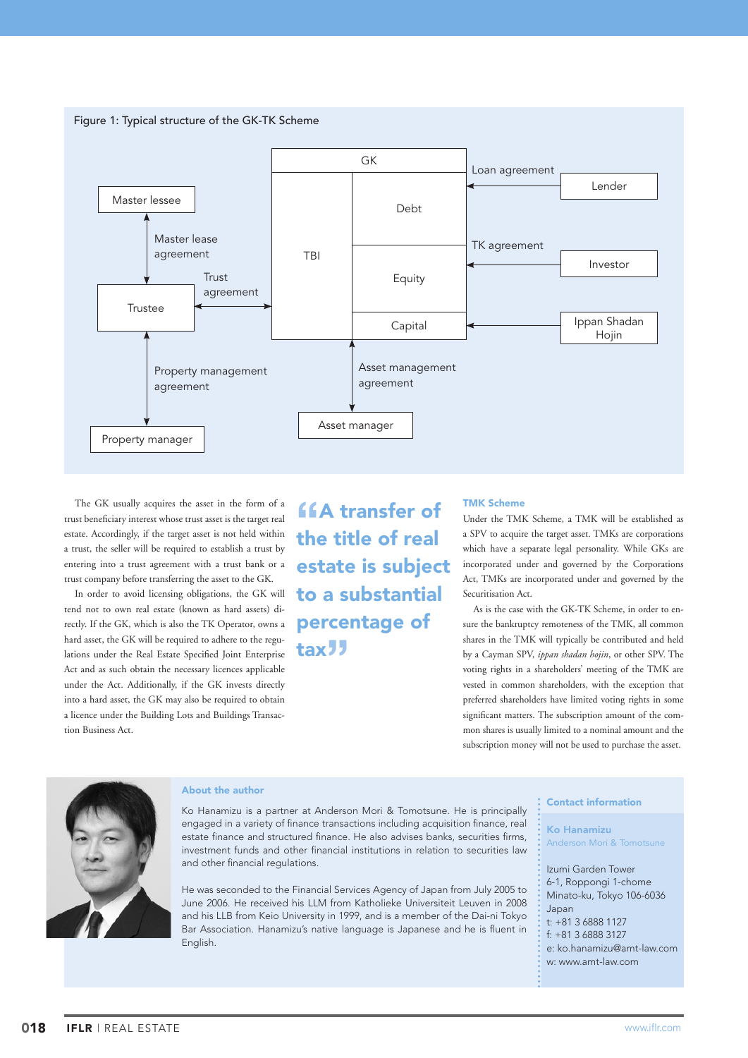Figure 1: Typical structure of the GK-TK Scheme

The GK usually acquires the asset in the form of a trust beneficiary interest whose trust asset is the target real estate. Accordingly, if the target asset is not held within a trust, the seller will be required to establish a trust by entering into a trust agreement with a trust bank or a trust company before transferring the asset to the GK.

In order to avoid licensing obligations, the GK will tend not to own real estate (known as hard assets) directly. If the GK, which is also the TK Operator, owns a hard asset, the GK will be required to adhere to the regulations under the Real Estate Specified Joint Enterprise Act and as such obtain the necessary licences applicable under the Act. Additionally, if the GK invests directly into a hard asset, the GK may also be required to obtain a licence under the Building Lots and Buildings Transaction Business Act.

> "A transfer of the title of real estate is subject to a substantial percentage of tax"

### TMK Scheme

Under the TMK Scheme, a TMK will be established as a SPV to acquire the target asset. TMKs are corporations which have a separate legal personality. While GKs are incorporated under and governed by the Corporations Act, TMKs are incorporated under and governed by the Securitisation Act.

As is the case with the GK-TK Scheme, in order to ensure the bankruptcy remoteness of the TMK, all common shares in the TMK will typically be contributed and held by a Cayman SPV, *ippan shadan hojin*, or other SPV. The voting rights in a shareholders' meeting of the TMK are vested in common shareholders, with the exception that preferred shareholders have limited voting rights in some significant matters. The subscription amount of the common shares is usually limited to a nominal amount and the subscription money will not be used to purchase the asset.

### About the author

Ko Hanamizu is a partner at Anderson Mori & Tomotsune. He is principally engaged in a variety of finance transactions including acquisition finance, real estate finance and structured finance. He also advises banks, securities firms, investment funds and other financial institutions in relation to securities law and other financial regulations.

He was seconded to the Financial Services Agency of Japan from July 2005 to June 2006. He received his LLM from Katholieke Universiteit Leuven in 2008 and his LLB from Keio University in 1999, and is a member of the Dai-ni Tokyo Bar Association. Hanamizu's native language is Japanese and he is fluent in English.

### Contact information

**Ko Hanamizu**
Anderson Mori & Tomotsune

Izumi Garden Tower
6-1, Roppongi 1-chome
Minato-ku, Tokyo 106-6036
Japan
t: +81 3 6888 1127
f: +81 3 6888 3127
e: ko.hanamizu@amt-law.com
w: www.amt-law.com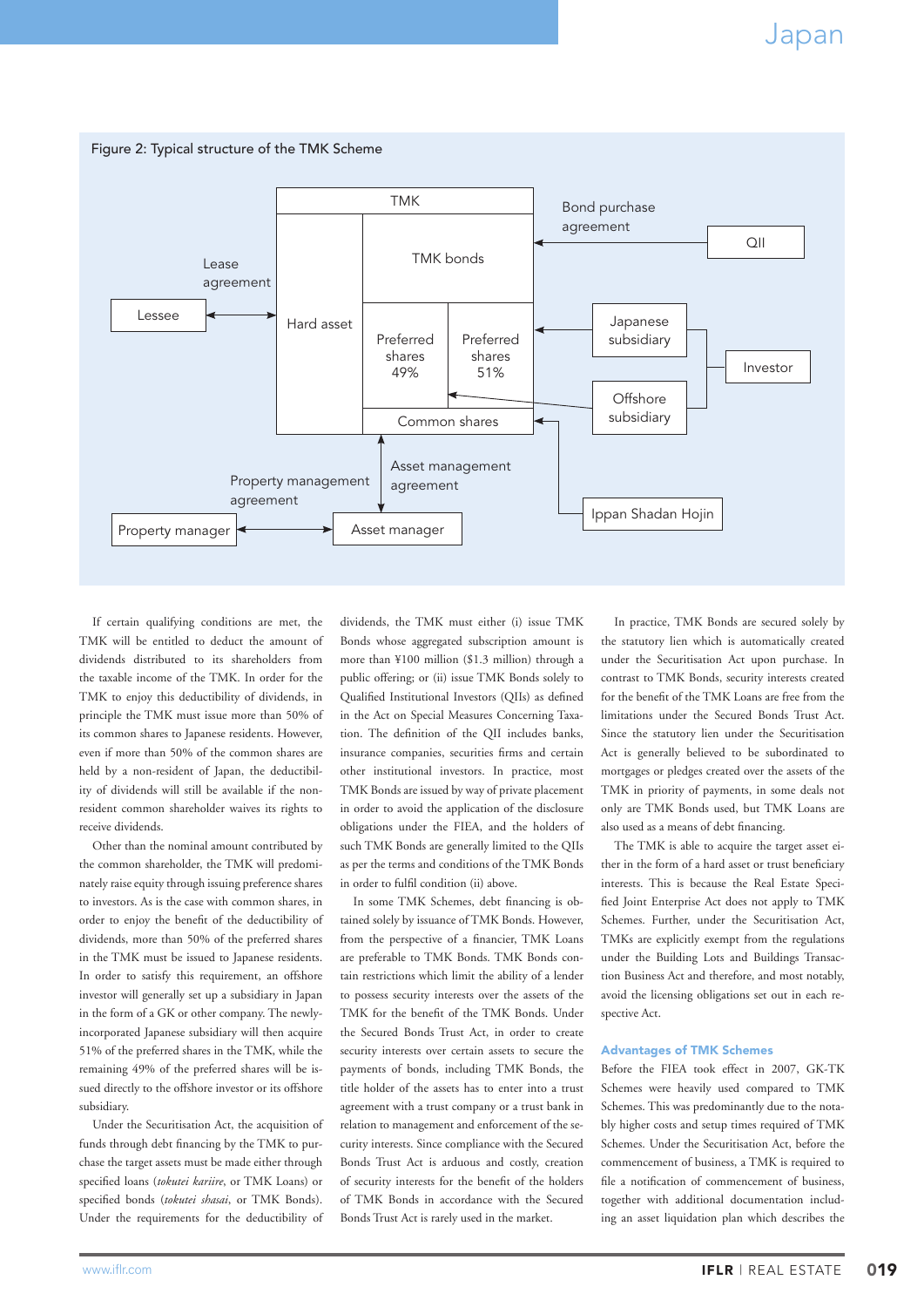Figure 2: Typical structure of the TMK Scheme

TMK | Hard asset | TMK bonds | Preferred shares 49% | Preferred shares 51% | Common shares

Lessee — Lease agreement

QII — Bond purchase agreement

Japanese subsidiary

Offshore subsidiary

Investor

Ippan Shadan Hojin

Asset management agreement

Property manager — Property management agreement — Asset manager

If certain qualifying conditions are met, the TMK will be entitled to deduct the amount of dividends distributed to its shareholders from the taxable income of the TMK. In order for the TMK to enjoy this deductibility of dividends, in principle the TMK must issue more than 50% of its common shares to Japanese residents. However, even if more than 50% of the common shares are held by a non-resident of Japan, the deductibility of dividends will still be available if the non-resident common shareholder waives its rights to receive dividends.

Other than the nominal amount contributed by the common shareholder, the TMK will predominately raise equity through issuing preference shares to investors. As is the case with common shares, in order to enjoy the benefit of the deductibility of dividends, more than 50% of the preferred shares in the TMK must be issued to Japanese residents. In order to satisfy this requirement, an offshore investor will generally set up a subsidiary in Japan in the form of a GK or other company. The newly-incorporated Japanese subsidiary will then acquire 51% of the preferred shares in the TMK, while the remaining 49% of the preferred shares will be issued directly to the offshore investor or its offshore subsidiary.

Under the Securitisation Act, the acquisition of funds through debt financing by the TMK to purchase the target assets must be made either through specified loans (*tokutei kariire*, or TMK Loans) or specified bonds (*tokutei shasai*, or TMK Bonds). Under the requirements for the deductibility of dividends, the TMK must either (i) issue TMK Bonds whose aggregated subscription amount is more than ¥100 million ($1.3 million) through a public offering; or (ii) issue TMK Bonds solely to Qualified Institutional Investors (QIIs) as defined in the Act on Special Measures Concerning Taxation. The definition of the QII includes banks, insurance companies, securities firms and certain other institutional investors. In practice, most TMK Bonds are issued by way of private placement in order to avoid the application of the disclosure obligations under the FIEA, and the holders of such TMK Bonds are generally limited to the QIIs as per the terms and conditions of the TMK Bonds in order to fulfil condition (ii) above.

In some TMK Schemes, debt financing is obtained solely by issuance of TMK Bonds. However, from the perspective of a financier, TMK Loans are preferable to TMK Bonds. TMK Bonds contain restrictions which limit the ability of a lender to possess security interests over the assets of the TMK for the benefit of the TMK Bonds. Under the Secured Bonds Trust Act, in order to create security interests over certain assets to secure the payments of bonds, including TMK Bonds, the title holder of the assets has to enter into a trust agreement with a trust company or a trust bank in relation to management and enforcement of the security interests. Since compliance with the Secured Bonds Trust Act is arduous and costly, creation of security interests for the benefit of the holders of TMK Bonds in accordance with the Secured Bonds Trust Act is rarely used in the market.

In practice, TMK Bonds are secured solely by the statutory lien which is automatically created under the Securitisation Act upon purchase. In contrast to TMK Bonds, security interests created for the benefit of the TMK Loans are free from the limitations under the Secured Bonds Trust Act. Since the statutory lien under the Securitisation Act is generally believed to be subordinated to mortgages or pledges created over the assets of the TMK in priority of payments, in some deals not only are TMK Bonds used, but TMK Loans are also used as a means of debt financing.

The TMK is able to acquire the target asset either in the form of a hard asset or trust beneficiary interests. This is because the Real Estate Specified Joint Enterprise Act does not apply to TMK Schemes. Further, under the Securitisation Act, TMKs are explicitly exempt from the regulations under the Building Lots and Buildings Transaction Business Act and therefore, and most notably, avoid the licensing obligations set out in each respective Act.

## Advantages of TMK Schemes

Before the FIEA took effect in 2007, GK-TK Schemes were heavily used compared to TMK Schemes. This was predominantly due to the notably higher costs and setup times required of TMK Schemes. Under the Securitisation Act, before the commencement of business, a TMK is required to file a notification of commencement of business, together with additional documentation including an asset liquidation plan which describes the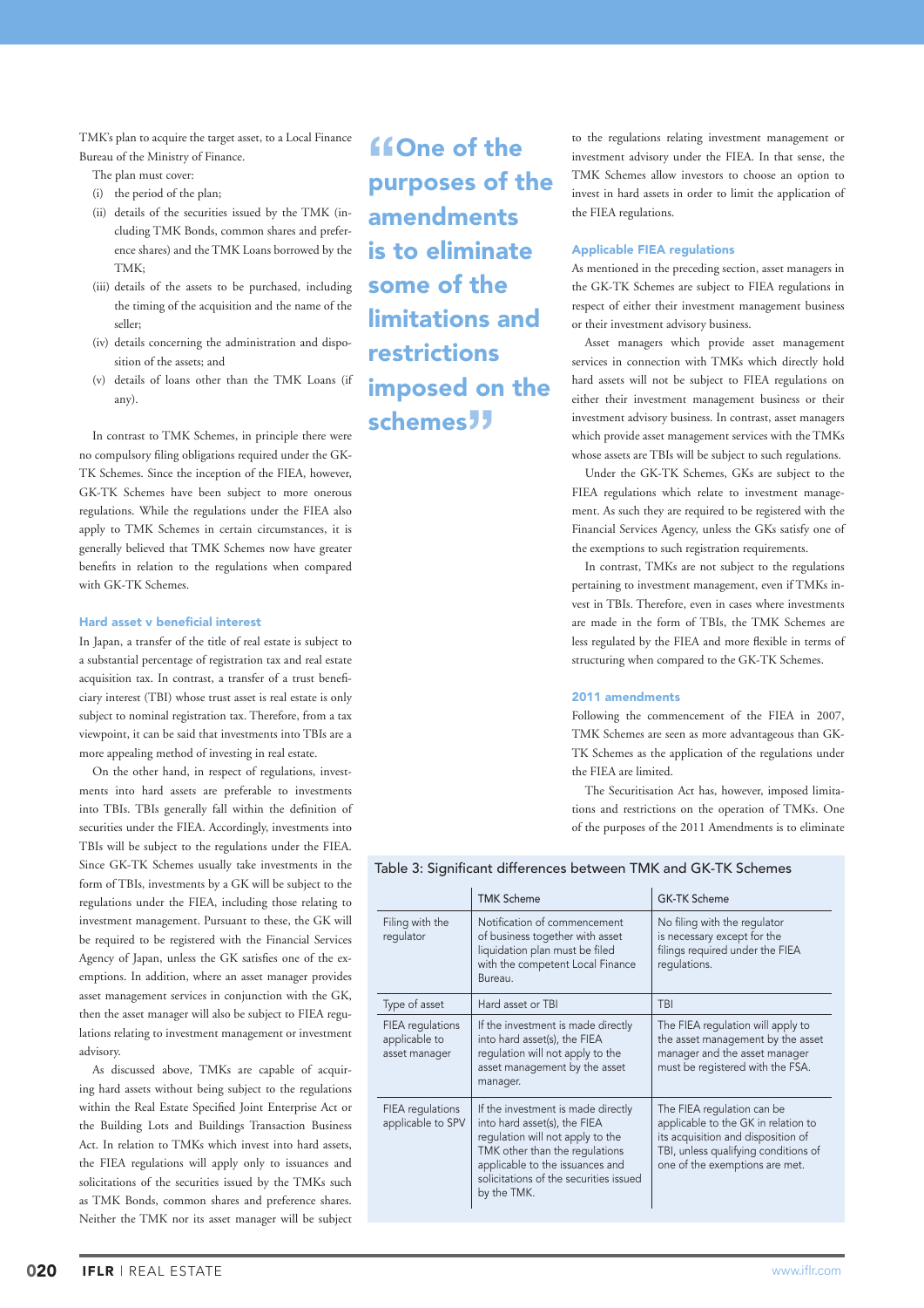TMK's plan to acquire the target asset, to a Local Finance Bureau of the Ministry of Finance.

The plan must cover:

(i) the period of the plan;
(ii) details of the securities issued by the TMK (including TMK Bonds, common shares and preference shares) and the TMK Loans borrowed by the TMK;
(iii) details of the assets to be purchased, including the timing of the acquisition and the name of the seller;
(iv) details concerning the administration and disposition of the assets; and
(v) details of loans other than the TMK Loans (if any).

In contrast to TMK Schemes, in principle there were no compulsory filing obligations required under the GK-TK Schemes. Since the inception of the FIEA, however, GK-TK Schemes have been subject to more onerous regulations. While the regulations under the FIEA also apply to TMK Schemes in certain circumstances, it is generally believed that TMK Schemes now have greater benefits in relation to the regulations when compared with GK-TK Schemes.

### Hard asset v beneficial interest

In Japan, a transfer of the title of real estate is subject to a substantial percentage of registration tax and real estate acquisition tax. In contrast, a transfer of a trust beneficiary interest (TBI) whose trust asset is real estate is only subject to nominal registration tax. Therefore, from a tax viewpoint, it can be said that investments into TBIs are a more appealing method of investing in real estate.

On the other hand, in respect of regulations, investments into hard assets are preferable to investments into TBIs. TBIs generally fall within the definition of securities under the FIEA. Accordingly, investments into TBIs will be subject to the regulations under the FIEA. Since GK-TK Schemes usually take investments in the form of TBIs, investments by a GK will be subject to the regulations under the FIEA, including those relating to investment management. Pursuant to these, the GK will be required to be registered with the Financial Services Agency of Japan, unless the GK satisfies one of the exemptions. In addition, where an asset manager provides asset management services in conjunction with the GK, then the asset manager will also be subject to FIEA regulations relating to investment management or investment advisory.

As discussed above, TMKs are capable of acquiring hard assets without being subject to the regulations within the Real Estate Specified Joint Enterprise Act or the Building Lots and Buildings Transaction Business Act. In relation to TMKs which invest into hard assets, the FIEA regulations will apply only to issuances and solicitations of the securities issued by the TMKs such as TMK Bonds, common shares and preference shares. Neither the TMK nor its asset manager will be subject to the regulations relating investment management or investment advisory under the FIEA. In that sense, the TMK Schemes allow investors to choose an option to invest in hard assets in order to limit the application of the FIEA regulations.

> **"One of the purposes of the amendments is to eliminate some of the limitations and restrictions imposed on the schemes"**

### Applicable FIEA regulations

As mentioned in the preceding section, asset managers in the GK-TK Schemes are subject to FIEA regulations in respect of either their investment management business or their investment advisory business.

Asset managers which provide asset management services in connection with TMKs which directly hold hard assets will not be subject to FIEA regulations on either their investment management business or their investment advisory business. In contrast, asset managers which provide asset management services with the TMKs whose assets are TBIs will be subject to such regulations.

Under the GK-TK Schemes, GKs are subject to the FIEA regulations which relate to investment management. As such they are required to be registered with the Financial Services Agency, unless the GKs satisfy one of the exemptions to such registration requirements.

In contrast, TMKs are not subject to the regulations pertaining to investment management, even if TMKs invest in TBIs. Therefore, even in cases where investments are made in the form of TBIs, the TMK Schemes are less regulated by the FIEA and more flexible in terms of structuring when compared to the GK-TK Schemes.

### 2011 amendments

Following the commencement of the FIEA in 2007, TMK Schemes are seen as more advantageous than GK-TK Schemes as the application of the regulations under the FIEA are limited.

The Securitisation Act has, however, imposed limitations and restrictions on the operation of TMKs. One of the purposes of the 2011 Amendments is to eliminate

**Table 3: Significant differences between TMK and GK-TK Schemes**

| | TMK Scheme | GK-TK Scheme |
|---|---|---|
| Filing with the regulator | Notification of commencement of business together with asset liquidation plan must be filed with the competent Local Finance Bureau. | No filing with the regulator is necessary except for the filings required under the FIEA regulations. |
| Type of asset | Hard asset or TBI | TBI |
| FIEA regulations applicable to asset manager | If the investment is made directly into hard asset(s), the FIEA regulation will not apply to the asset management by the asset manager. | The FIEA regulation will apply to the asset management by the asset manager and the asset manager must be registered with the FSA. |
| FIEA regulations applicable to SPV | If the investment is made directly into hard asset(s), the FIEA regulation will not apply to the TMK other than the regulations applicable to the issuances and solicitations of the securities issued by the TMK. | The FIEA regulation can be applicable to the GK in relation to its acquisition and disposition of TBI, unless qualifying conditions of one of the exemptions are met. |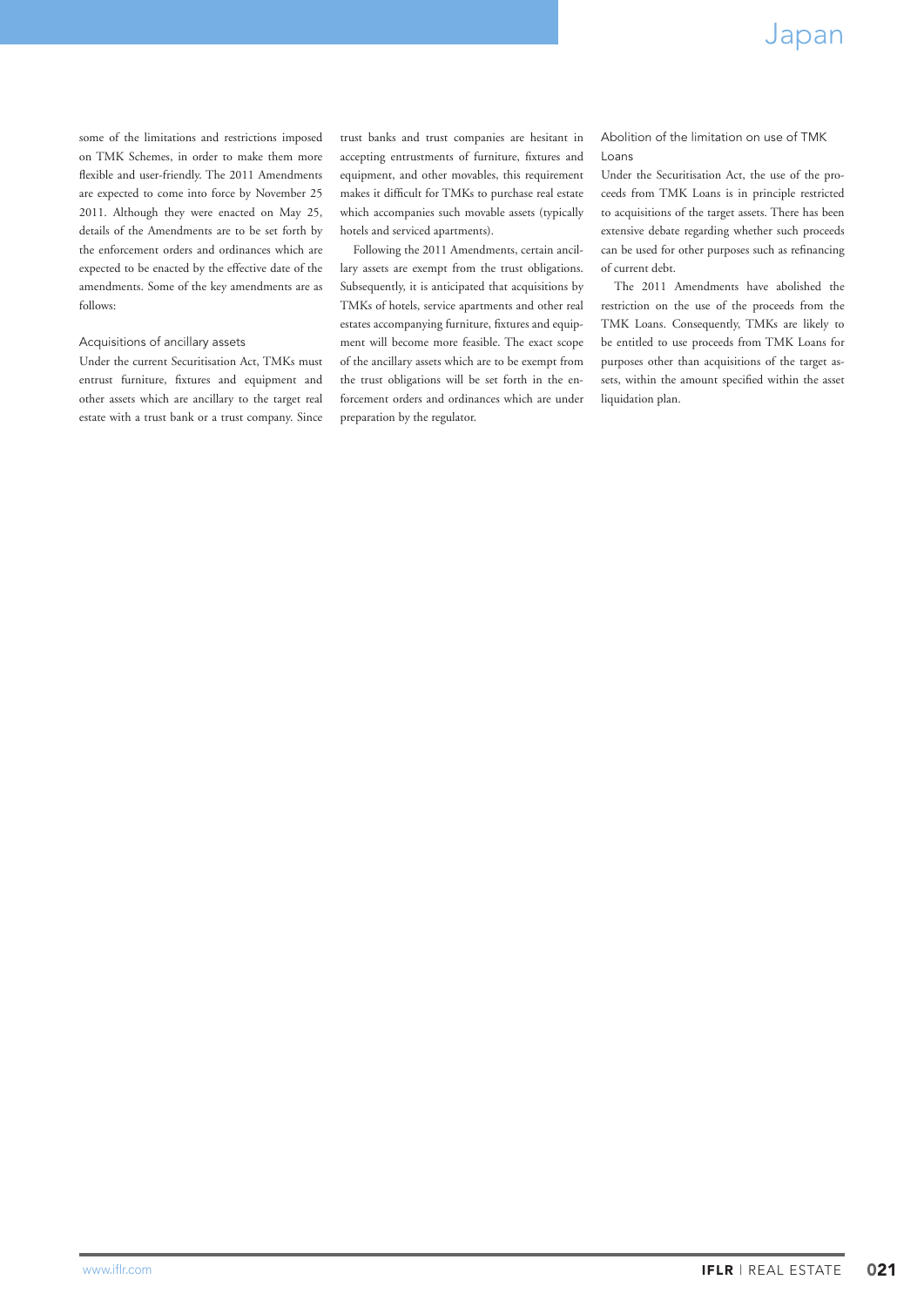some of the limitations and restrictions imposed on TMK Schemes, in order to make them more flexible and user-friendly. The 2011 Amendments are expected to come into force by November 25 2011. Although they were enacted on May 25, details of the Amendments are to be set forth by the enforcement orders and ordinances which are expected to be enacted by the effective date of the amendments. Some of the key amendments are as follows:

### Acquisitions of ancillary assets

Under the current Securitisation Act, TMKs must entrust furniture, fixtures and equipment and other assets which are ancillary to the target real estate with a trust bank or a trust company. Since trust banks and trust companies are hesitant in accepting entrustments of furniture, fixtures and equipment, and other movables, this requirement makes it difficult for TMKs to purchase real estate which accompanies such movable assets (typically hotels and serviced apartments).

Following the 2011 Amendments, certain ancillary assets are exempt from the trust obligations. Subsequently, it is anticipated that acquisitions by TMKs of hotels, service apartments and other real estates accompanying furniture, fixtures and equipment will become more feasible. The exact scope of the ancillary assets which are to be exempt from the trust obligations will be set forth in the enforcement orders and ordinances which are under preparation by the regulator.

### Abolition of the limitation on use of TMK Loans

Under the Securitisation Act, the use of the proceeds from TMK Loans is in principle restricted to acquisitions of the target assets. There has been extensive debate regarding whether such proceeds can be used for other purposes such as refinancing of current debt.

The 2011 Amendments have abolished the restriction on the use of the proceeds from the TMK Loans. Consequently, TMKs are likely to be entitled to use proceeds from TMK Loans for purposes other than acquisitions of the target assets, within the amount specified within the asset liquidation plan.